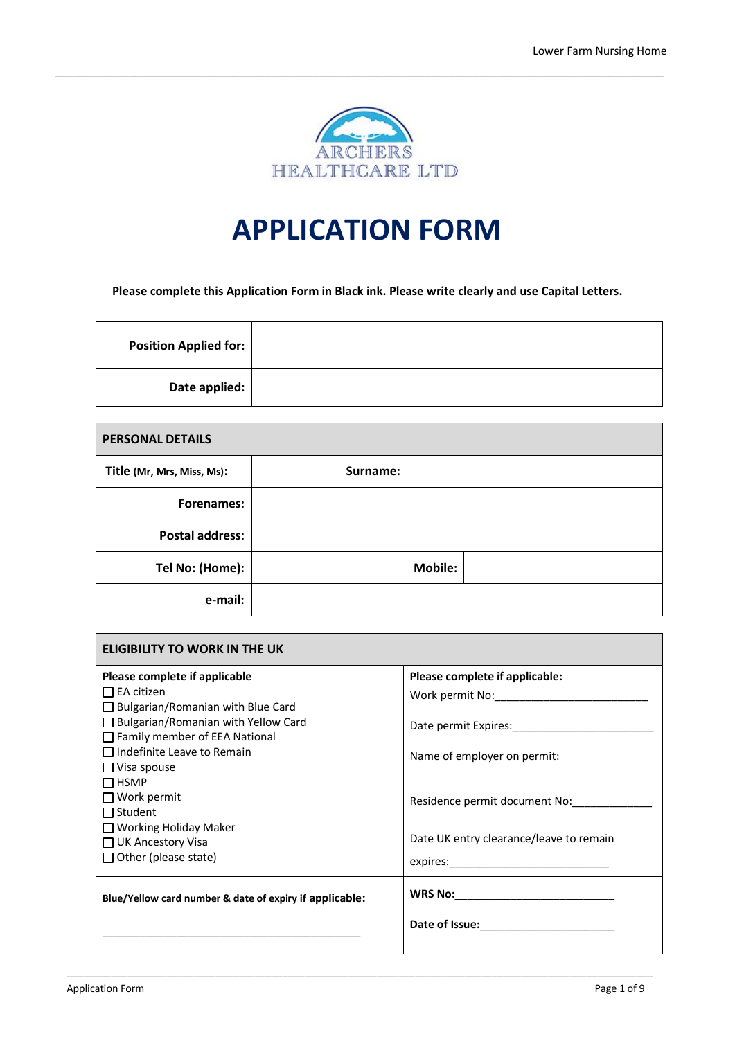ARCHERS HEALTHCARE LTD

# APPLICATION FORM

**Please complete this Application Form in Black ink. Please write clearly and use Capital Letters.**

| | |
|---|---|
| **Position Applied for:** | |
| **Date applied:** | |

| **PERSONAL DETAILS** | | | |
|---|---|---|---|
| **Title** **(Mr, Mrs, Miss, Ms):** | | **Surname:** | |
| **Forenames:** | | | |
| **Postal address:** | | | |
| **Tel No: (Home):** | | **Mobile:** | |
| **e-mail:** | | | |

| **ELIGIBILITY TO WORK IN THE UK** | |
|---|---|
| **Please complete if applicable**<br>☐ EA citizen<br>☐ Bulgarian/Romanian with Blue Card<br>☐ Bulgarian/Romanian with Yellow Card<br>☐ Family member of EEA National<br>☐ Indefinite Leave to Remain<br>☐ Visa spouse<br>☐ HSMP<br>☐ Work permit<br>☐ Student<br>☐ Working Holiday Maker<br>☐ UK Ancestory Visa<br>☐ Other (please state) | **Please complete if applicable:**<br>Work permit No:_______________________<br>Date permit Expires:_____________________<br>Name of employer on permit:<br>Residence permit document No:___________<br>Date UK entry clearance/leave to remain expires:________________________ |
| **Blue/Yellow card number & date of expiry if applicable:**<br>________________________________________ | **WRS No:**________________________<br>**Date of Issue:**____________________ |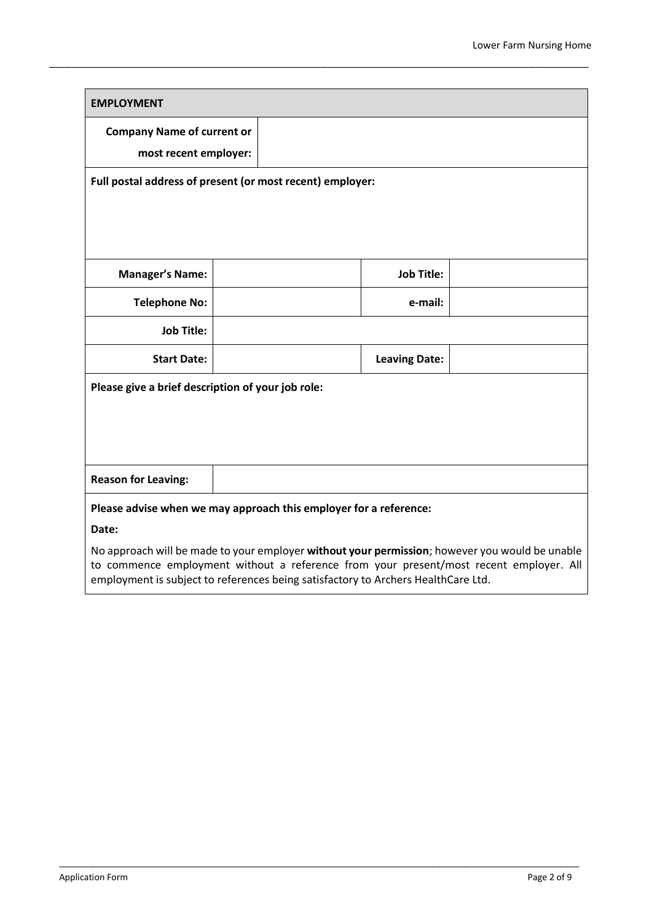| EMPLOYMENT | | | |
|---|---|---|---|
| **Company Name of current or most recent employer:** | | | |
| **Full postal address of present (or most recent) employer:** | | | |
| **Manager's Name:** | | **Job Title:** | |
| **Telephone No:** | | **e-mail:** | |
| **Job Title:** | | | |
| **Start Date:** | | **Leaving Date:** | |
| **Please give a brief description of your job role:** | | | |
| **Reason for Leaving:** | | | |

**Please advise when we may approach this employer for a reference:**

**Date:**

No approach will be made to your employer **without your permission**; however you would be unable to commence employment without a reference from your present/most recent employer. All employment is subject to references being satisfactory to Archers HealthCare Ltd.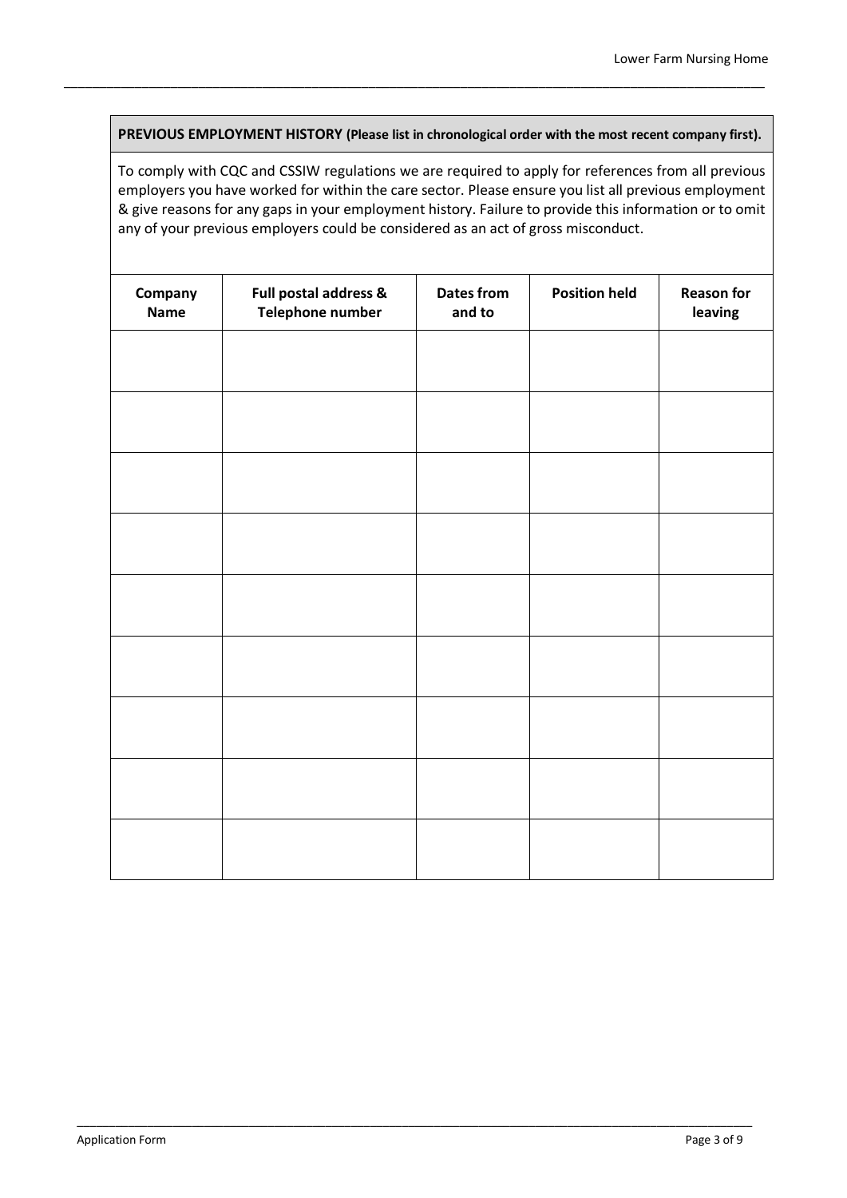**PREVIOUS EMPLOYMENT HISTORY (Please list in chronological order with the most recent company first).**

To comply with CQC and CSSIW regulations we are required to apply for references from all previous employers you have worked for within the care sector. Please ensure you list all previous employment & give reasons for any gaps in your employment history. Failure to provide this information or to omit any of your previous employers could be considered as an act of gross misconduct.

| Company Name | Full postal address & Telephone number | Dates from and to | Position held | Reason for leaving |
|---|---|---|---|---|
| | | | | |
| | | | | |
| | | | | |
| | | | | |
| | | | | |
| | | | | |
| | | | | |
| | | | | |
| | | | | |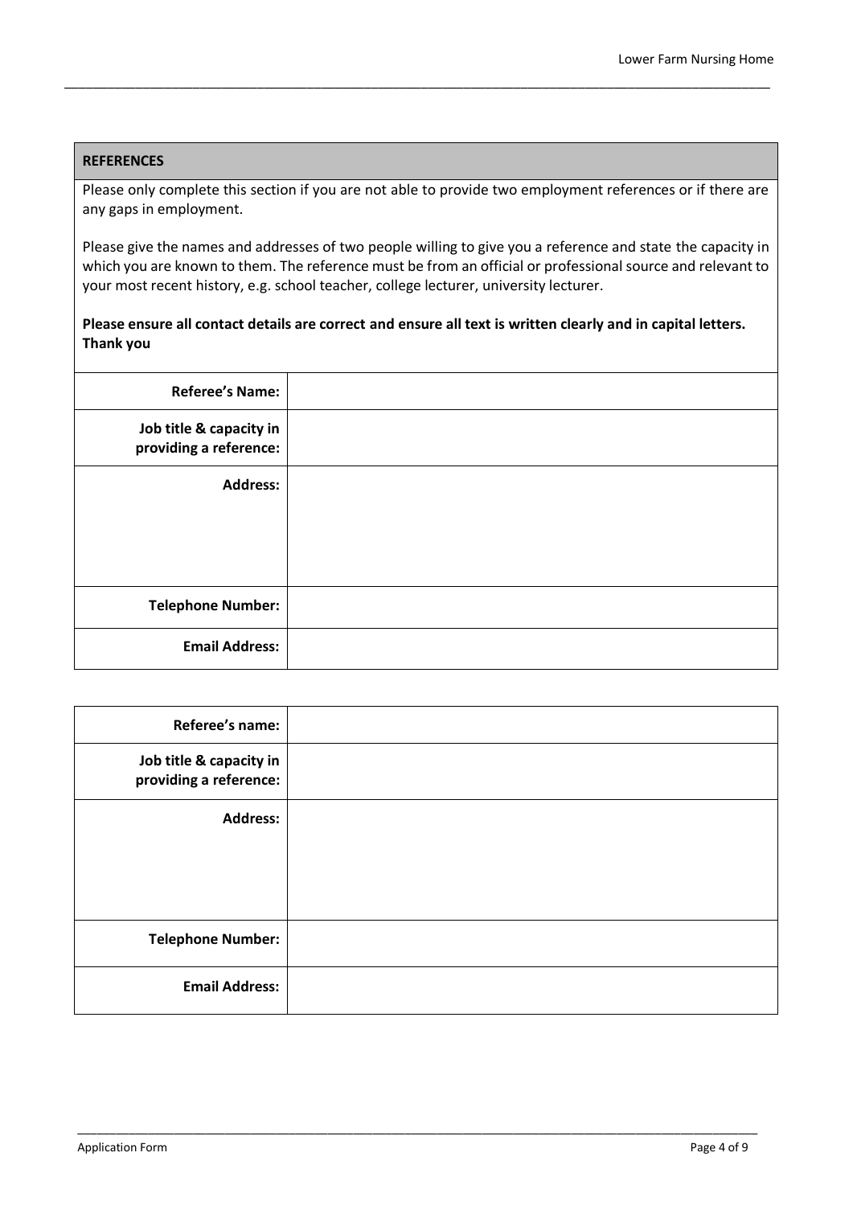## REFERENCES

Please only complete this section if you are not able to provide two employment references or if there are any gaps in employment.

Please give the names and addresses of two people willing to give you a reference and state the capacity in which you are known to them. The reference must be from an official or professional source and relevant to your most recent history, e.g. school teacher, college lecturer, university lecturer.

**Please ensure all contact details are correct and ensure all text is written clearly and in capital letters. Thank you**

| | |
|---|---|
| **Referee's Name:** | |
| **Job title & capacity in providing a reference:** | |
| **Address:** | |
| **Telephone Number:** | |
| **Email Address:** | |

| | |
|---|---|
| **Referee's name:** | |
| **Job title & capacity in providing a reference:** | |
| **Address:** | |
| **Telephone Number:** | |
| **Email Address:** | |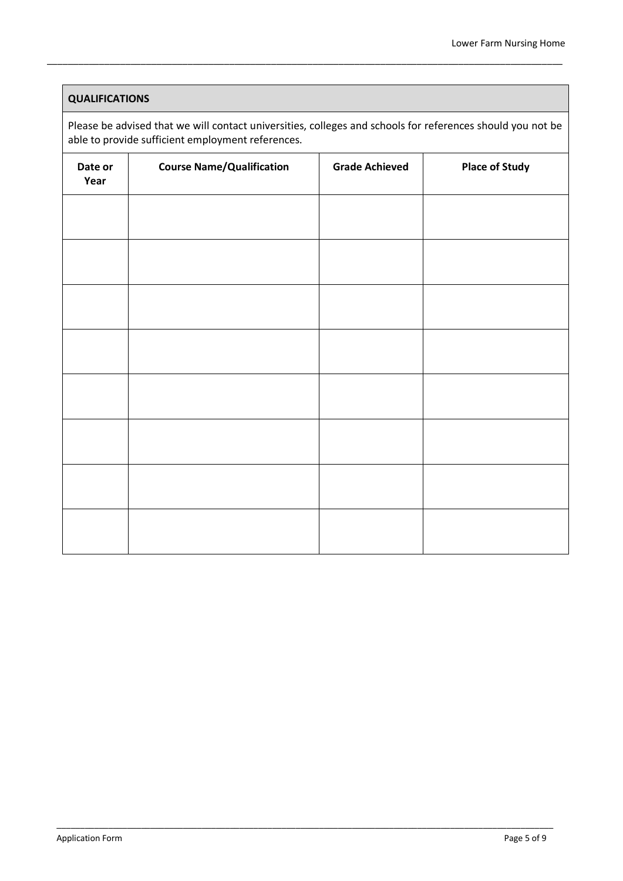## QUALIFICATIONS

Please be advised that we will contact universities, colleges and schools for references should you not be able to provide sufficient employment references.

| Date or Year | Course Name/Qualification | Grade Achieved | Place of Study |
|---|---|---|---|
| | | | |
| | | | |
| | | | |
| | | | |
| | | | |
| | | | |
| | | | |
| | | | |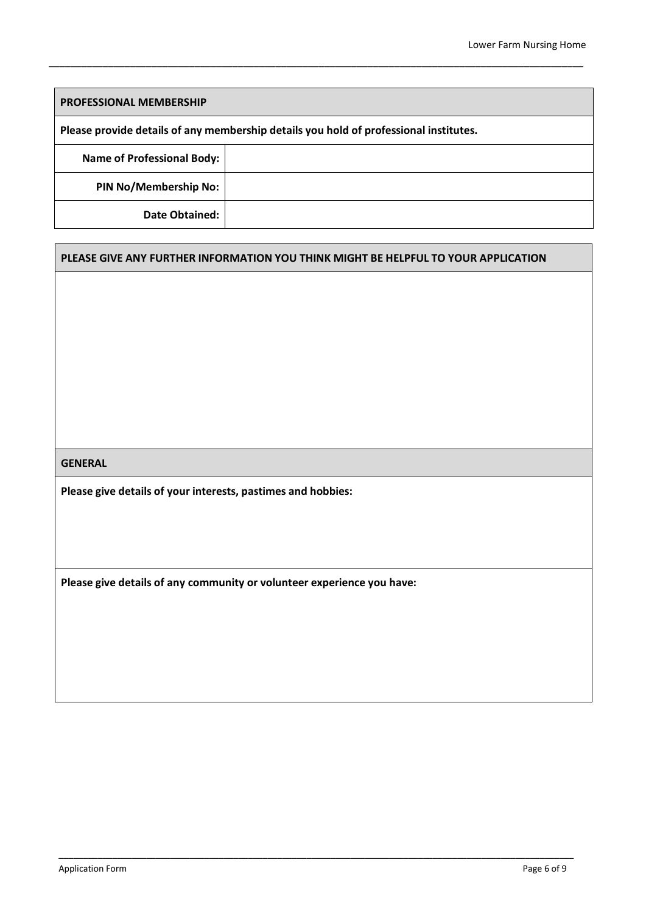## PROFESSIONAL MEMBERSHIP

**Please provide details of any membership details you hold of professional institutes.**

| | |
|---|---|
| **Name of Professional Body:** | |
| **PIN No/Membership No:** | |
| **Date Obtained:** | |

## PLEASE GIVE ANY FURTHER INFORMATION YOU THINK MIGHT BE HELPFUL TO YOUR APPLICATION

## GENERAL

**Please give details of your interests, pastimes and hobbies:**

**Please give details of any community or volunteer experience you have:**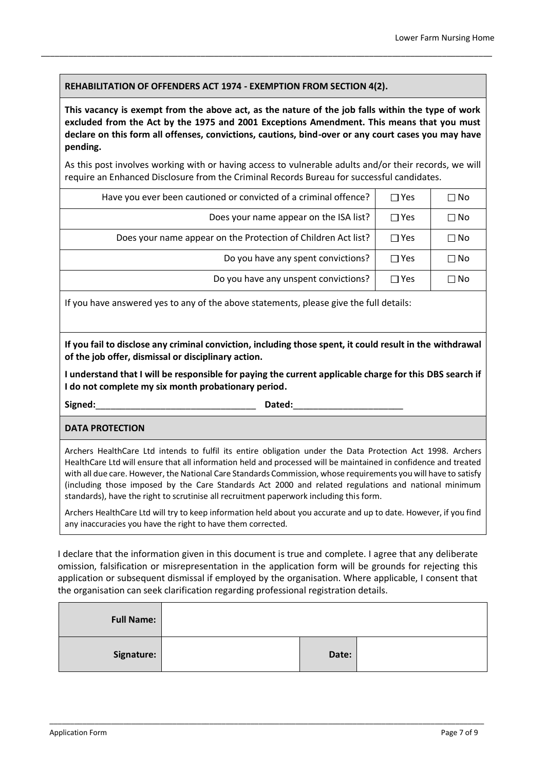## REHABILITATION OF OFFENDERS ACT 1974 - EXEMPTION FROM SECTION 4(2).

**This vacancy is exempt from the above act, as the nature of the job falls within the type of work excluded from the Act by the 1975 and 2001 Exceptions Amendment. This means that you must declare on this form all offenses, convictions, cautions, bind-over or any court cases you may have pending.**

As this post involves working with or having access to vulnerable adults and/or their records, we will require an Enhanced Disclosure from the Criminal Records Bureau for successful candidates.

| | | |
|---|---|---|
| Have you ever been cautioned or convicted of a criminal offence? | ☐ Yes | ☐ No |
| Does your name appear on the ISA list? | ☐ Yes | ☐ No |
| Does your name appear on the Protection of Children Act list? | ☐ Yes | ☐ No |
| Do you have any spent convictions? | ☐ Yes | ☐ No |
| Do you have any unspent convictions? | ☐ Yes | ☐ No |

If you have answered yes to any of the above statements, please give the full details:

**If you fail to disclose any criminal conviction, including those spent, it could result in the withdrawal of the job offer, dismissal or disciplinary action.**

**I understand that I will be responsible for paying the current applicable charge for this DBS search if I do not complete my six month probationary period.**

**Signed:**_______________________________ **Dated:**_____________________

## DATA PROTECTION

Archers HealthCare Ltd intends to fulfil its entire obligation under the Data Protection Act 1998. Archers HealthCare Ltd will ensure that all information held and processed will be maintained in confidence and treated with all due care. However, the National Care Standards Commission, whose requirements you will have to satisfy (including those imposed by the Care Standards Act 2000 and related regulations and national minimum standards), have the right to scrutinise all recruitment paperwork including this form.

Archers HealthCare Ltd will try to keep information held about you accurate and up to date. However, if you find any inaccuracies you have the right to have them corrected.

I declare that the information given in this document is true and complete. I agree that any deliberate omission, falsification or misrepresentation in the application form will be grounds for rejecting this application or subsequent dismissal if employed by the organisation. Where applicable, I consent that the organisation can seek clarification regarding professional registration details.

| | | | |
|---|---|---|---|
| **Full Name:** | | | |
| **Signature:** | | **Date:** | |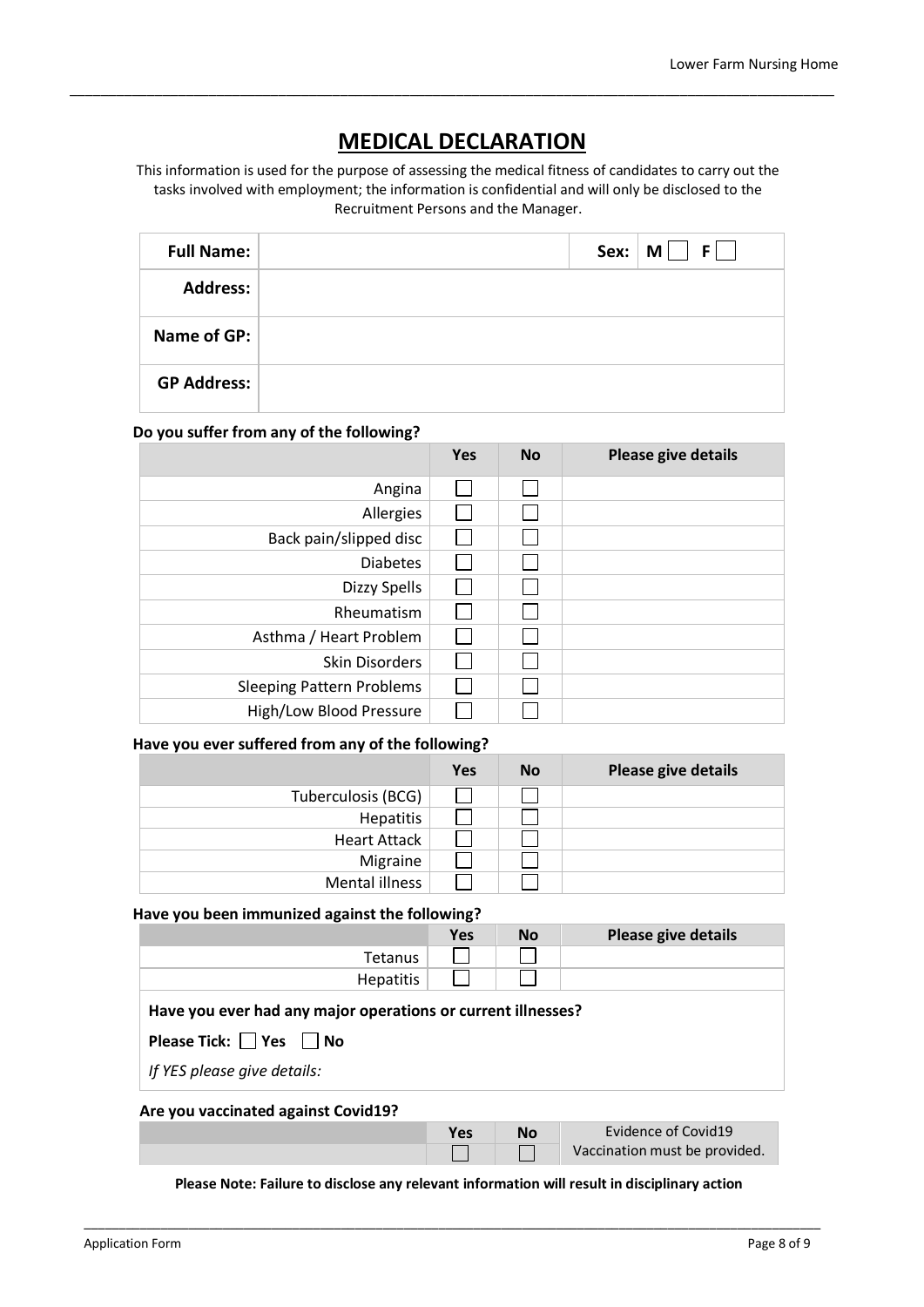# MEDICAL DECLARATION

This information is used for the purpose of assessing the medical fitness of candidates to carry out the tasks involved with employment; the information is confidential and will only be disclosed to the Recruitment Persons and the Manager.

| **Full Name:** | | **Sex:** | **M** ☐ **F** ☐ |
|---|---|---|---|
| **Address:** | | | |
| **Name of GP:** | | | |
| **GP Address:** | | | |

**Do you suffer from any of the following?**

| | Yes | No | Please give details |
|---|---|---|---|
| Angina | ☐ | ☐ | |
| Allergies | ☐ | ☐ | |
| Back pain/slipped disc | ☐ | ☐ | |
| Diabetes | ☐ | ☐ | |
| Dizzy Spells | ☐ | ☐ | |
| Rheumatism | ☐ | ☐ | |
| Asthma / Heart Problem | ☐ | ☐ | |
| Skin Disorders | ☐ | ☐ | |
| Sleeping Pattern Problems | ☐ | ☐ | |
| High/Low Blood Pressure | ☐ | ☐ | |

**Have you ever suffered from any of the following?**

| | Yes | No | Please give details |
|---|---|---|---|
| Tuberculosis (BCG) | ☐ | ☐ | |
| Hepatitis | ☐ | ☐ | |
| Heart Attack | ☐ | ☐ | |
| Migraine | ☐ | ☐ | |
| Mental illness | ☐ | ☐ | |

**Have you been immunized against the following?**

| | Yes | No | Please give details |
|---|---|---|---|
| Tetanus | ☐ | ☐ | |
| Hepatitis | ☐ | ☐ | |

**Have you ever had any major operations or current illnesses?**

**Please Tick:** ☐ **Yes** ☐ **No**

*If YES please give details:*

**Are you vaccinated against Covid19?**

| | Yes | No | |
|---|---|---|---|
| | ☐ | ☐ | Evidence of Covid19 Vaccination must be provided. |

**Please Note: Failure to disclose any relevant information will result in disciplinary action**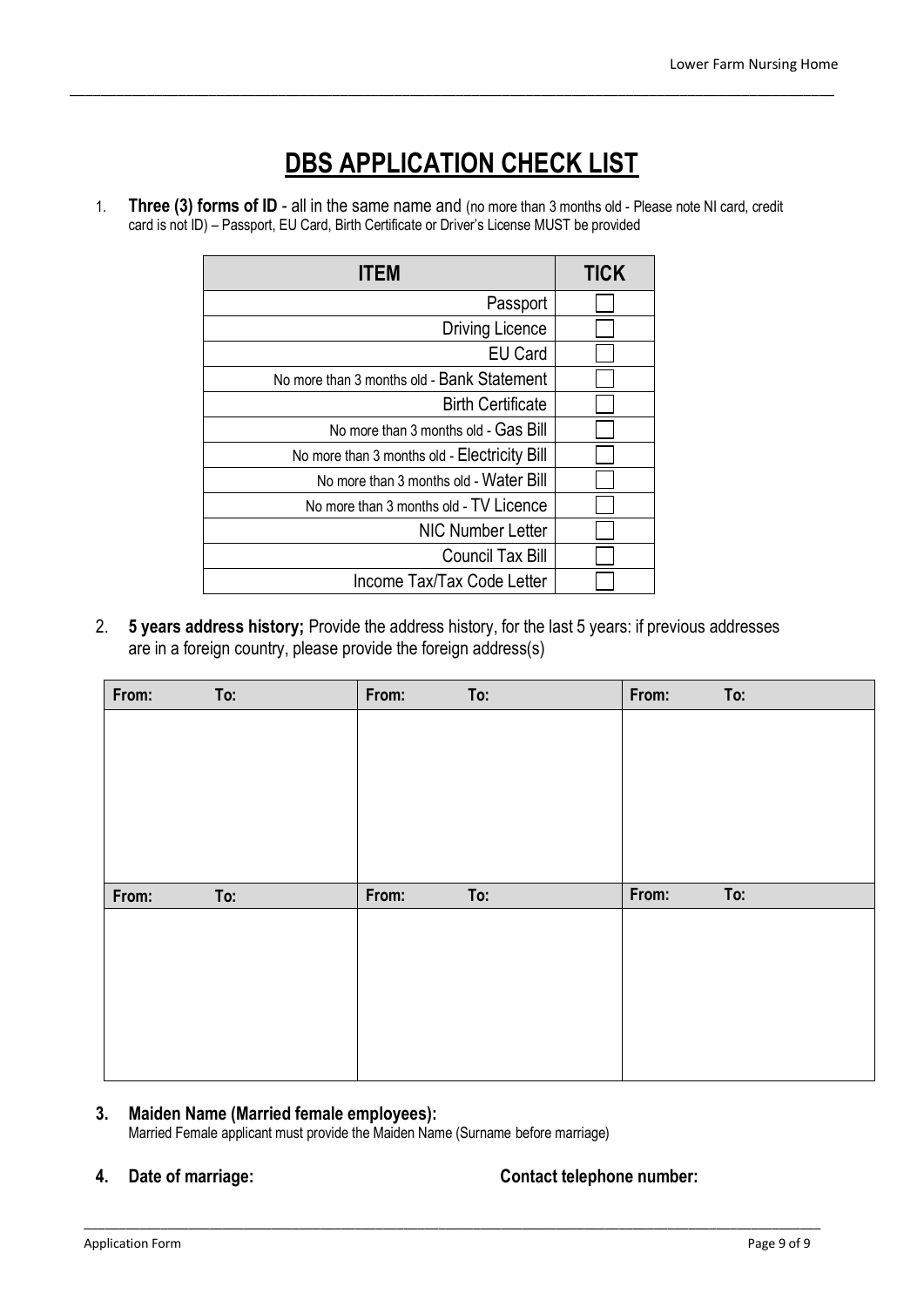# DBS APPLICATION CHECK LIST

1. **Three (3) forms of ID** - all in the same name and (no more than 3 months old - Please note NI card, credit card is not ID) – Passport, EU Card, Birth Certificate or Driver's License MUST be provided

| ITEM | TICK |
|---|---|
| Passport | ☐ |
| Driving Licence | ☐ |
| EU Card | ☐ |
| No more than 3 months old - Bank Statement | ☐ |
| Birth Certificate | ☐ |
| No more than 3 months old - Gas Bill | ☐ |
| No more than 3 months old - Electricity Bill | ☐ |
| No more than 3 months old - Water Bill | ☐ |
| No more than 3 months old - TV Licence | ☐ |
| NIC Number Letter | ☐ |
| Council Tax Bill | ☐ |
| Income Tax/Tax Code Letter | ☐ |

2. **5 years address history;** Provide the address history, for the last 5 years: if previous addresses are in a foreign country, please provide the foreign address(s)

| From: To: | From: To: | From: To: |
|---|---|---|
| | | |
| **From: To:** | **From: To:** | **From: To:** |
| | | |

3. **Maiden Name (Married female employees):**
   Married Female applicant must provide the Maiden Name (Surname before marriage)

4. **Date of marriage:** **Contact telephone number:**